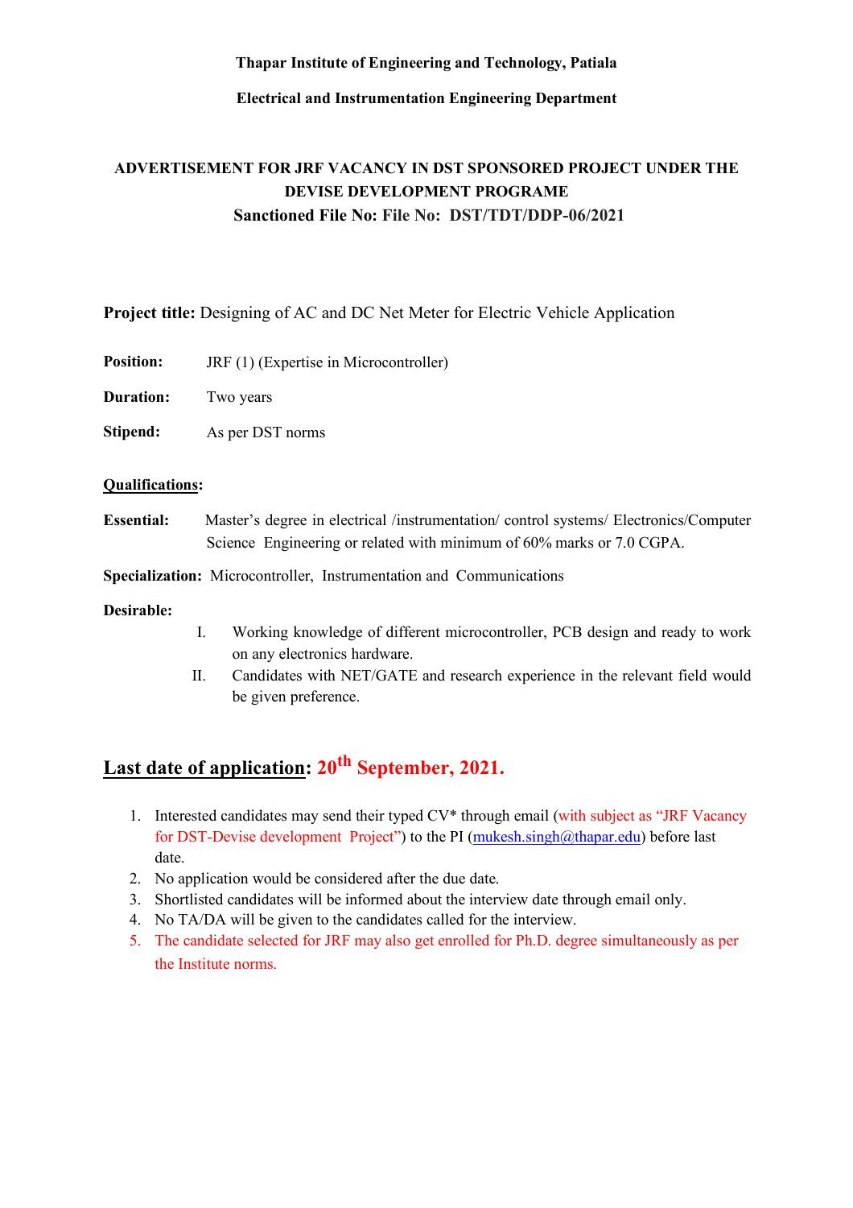**Thapar Institute of Engineering and Technology, Patiala**

**Electrical and Instrumentation Engineering Department**

## ADVERTISEMENT FOR JRF VACANCY IN DST SPONSORED PROJECT UNDER THE DEVISE DEVELOPMENT PROGRAME

**Sanctioned File No: File No: DST/TDT/DDP-06/2021**

**Project title:** Designing of AC and DC Net Meter for Electric Vehicle Application

**Position:** JRF (1) (Expertise in Microcontroller)

**Duration:** Two years

**Stipend:** As per DST norms

**Qualifications:**

**Essential:** Master's degree in electrical /instrumentation/ control systems/ Electronics/Computer Science Engineering or related with minimum of 60% marks or 7.0 CGPA.

**Specialization:** Microcontroller, Instrumentation and Communications

**Desirable:**

I. Working knowledge of different microcontroller, PCB design and ready to work on any electronics hardware.

II. Candidates with NET/GATE and research experience in the relevant field would be given preference.

## Last date of application: 20th September, 2021.

1. Interested candidates may send their typed CV* through email (with subject as "JRF Vacancy for DST-Devise development Project") to the PI (mukesh.singh@thapar.edu) before last date.
2. No application would be considered after the due date.
3. Shortlisted candidates will be informed about the interview date through email only.
4. No TA/DA will be given to the candidates called for the interview.
5. The candidate selected for JRF may also get enrolled for Ph.D. degree simultaneously as per the Institute norms.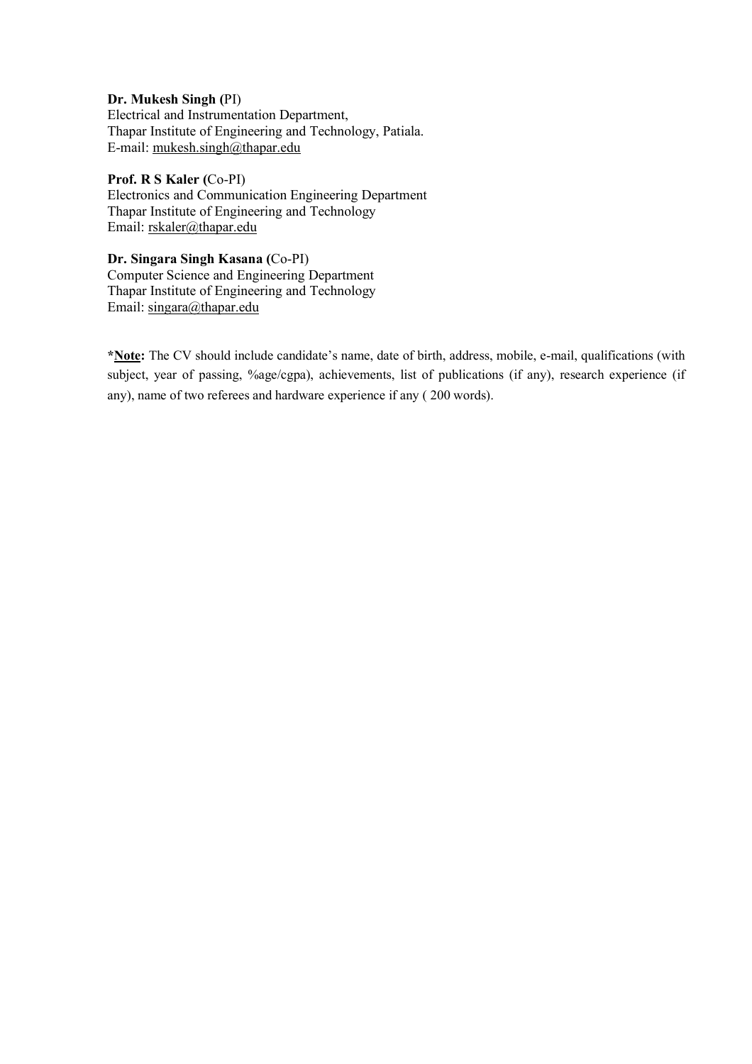**Dr. Mukesh Singh (**PI)
Electrical and Instrumentation Department,
Thapar Institute of Engineering and Technology, Patiala.
E-mail: mukesh.singh@thapar.edu

**Prof. R S Kaler (**Co-PI)
Electronics and Communication Engineering Department
Thapar Institute of Engineering and Technology
Email: rskaler@thapar.edu

**Dr. Singara Singh Kasana (**Co-PI)
Computer Science and Engineering Department
Thapar Institute of Engineering and Technology
Email: singara@thapar.edu

***Note:** The CV should include candidate's name, date of birth, address, mobile, e-mail, qualifications (with subject, year of passing, %age/cgpa), achievements, list of publications (if any), research experience (if any), name of two referees and hardware experience if any ( 200 words).